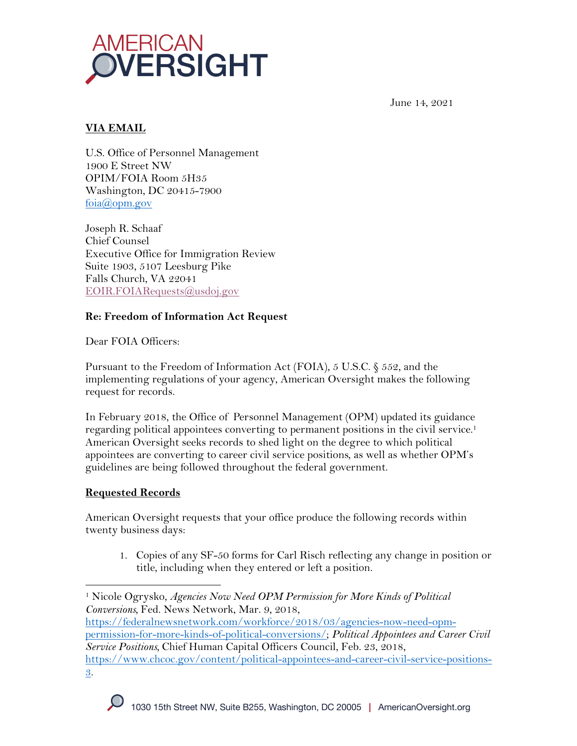June 14, 2021

**VIA EMAIL**

U.S. Office of Personnel Management
1900 E Street NW
OPIM/FOIA Room 5H35
Washington, DC 20415-7900
foia@opm.gov

Joseph R. Schaaf
Chief Counsel
Executive Office for Immigration Review
Suite 1903, 5107 Leesburg Pike
Falls Church, VA 22041
EOIR.FOIARequests@usdoj.gov

**Re: Freedom of Information Act Request**

Dear FOIA Officers:

Pursuant to the Freedom of Information Act (FOIA), 5 U.S.C. § 552, and the implementing regulations of your agency, American Oversight makes the following request for records.

In February 2018, the Office of Personnel Management (OPM) updated its guidance regarding political appointees converting to permanent positions in the civil service.[1] American Oversight seeks records to shed light on the degree to which political appointees are converting to career civil service positions, as well as whether OPM's guidelines are being followed throughout the federal government.

**Requested Records**

American Oversight requests that your office produce the following records within twenty business days:

1. Copies of any SF-50 forms for Carl Risch reflecting any change in position or title, including when they entered or left a position.

---

[1] Nicole Ogrysko, *Agencies Now Need OPM Permission for More Kinds of Political Conversions*, Fed. News Network, Mar. 9, 2018, https://federalnewsnetwork.com/workforce/2018/03/agencies-now-need-opm-permission-for-more-kinds-of-political-conversions/; *Political Appointees and Career Civil Service Positions*, Chief Human Capital Officers Council, Feb. 23, 2018, https://www.chcoc.gov/content/political-appointees-and-career-civil-service-positions-3.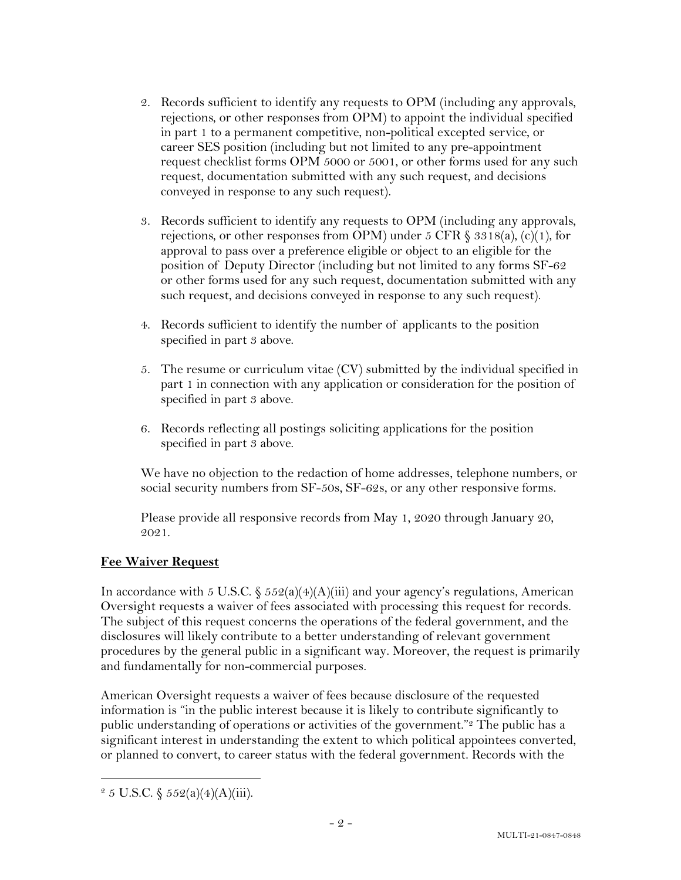2. Records sufficient to identify any requests to OPM (including any approvals, rejections, or other responses from OPM) to appoint the individual specified in part 1 to a permanent competitive, non-political excepted service, or career SES position (including but not limited to any pre-appointment request checklist forms OPM 5000 or 5001, or other forms used for any such request, documentation submitted with any such request, and decisions conveyed in response to any such request).

3. Records sufficient to identify any requests to OPM (including any approvals, rejections, or other responses from OPM) under 5 CFR § 3318(a), (c)(1), for approval to pass over a preference eligible or object to an eligible for the position of Deputy Director (including but not limited to any forms SF-62 or other forms used for any such request, documentation submitted with any such request, and decisions conveyed in response to any such request).

4. Records sufficient to identify the number of applicants to the position specified in part 3 above.

5. The resume or curriculum vitae (CV) submitted by the individual specified in part 1 in connection with any application or consideration for the position of specified in part 3 above.

6. Records reflecting all postings soliciting applications for the position specified in part 3 above.

We have no objection to the redaction of home addresses, telephone numbers, or social security numbers from SF-50s, SF-62s, or any other responsive forms.

Please provide all responsive records from May 1, 2020 through January 20, 2021.

**Fee Waiver Request**

In accordance with 5 U.S.C. § 552(a)(4)(A)(iii) and your agency's regulations, American Oversight requests a waiver of fees associated with processing this request for records. The subject of this request concerns the operations of the federal government, and the disclosures will likely contribute to a better understanding of relevant government procedures by the general public in a significant way. Moreover, the request is primarily and fundamentally for non-commercial purposes.

American Oversight requests a waiver of fees because disclosure of the requested information is "in the public interest because it is likely to contribute significantly to public understanding of operations or activities of the government."[2] The public has a significant interest in understanding the extent to which political appointees converted, or planned to convert, to career status with the federal government. Records with the

[2] 5 U.S.C. § 552(a)(4)(A)(iii).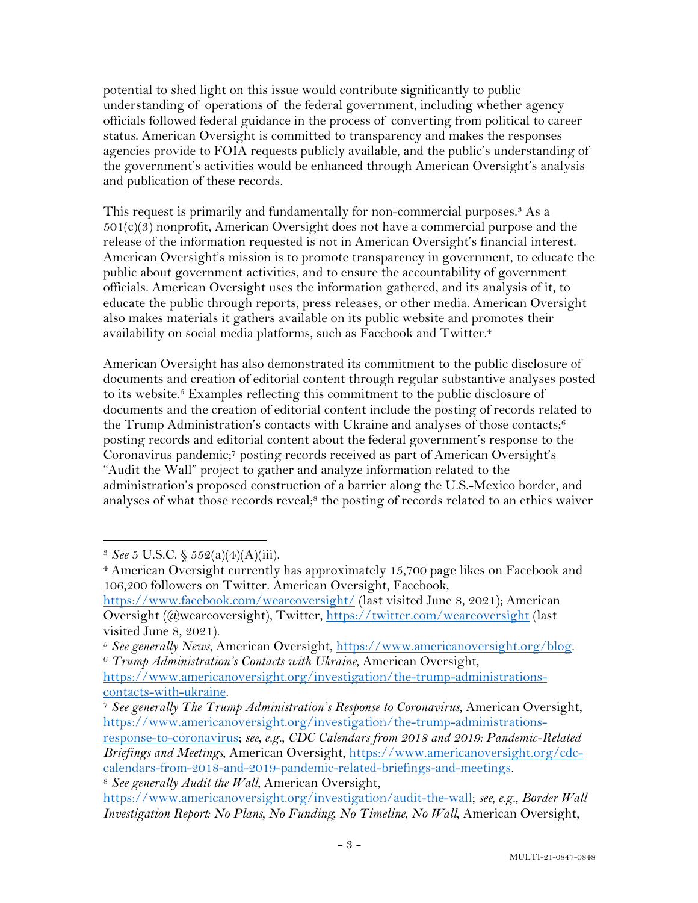potential to shed light on this issue would contribute significantly to public understanding of operations of the federal government, including whether agency officials followed federal guidance in the process of converting from political to career status. American Oversight is committed to transparency and makes the responses agencies provide to FOIA requests publicly available, and the public's understanding of the government's activities would be enhanced through American Oversight's analysis and publication of these records.

This request is primarily and fundamentally for non-commercial purposes.[3] As a 501(c)(3) nonprofit, American Oversight does not have a commercial purpose and the release of the information requested is not in American Oversight's financial interest. American Oversight's mission is to promote transparency in government, to educate the public about government activities, and to ensure the accountability of government officials. American Oversight uses the information gathered, and its analysis of it, to educate the public through reports, press releases, or other media. American Oversight also makes materials it gathers available on its public website and promotes their availability on social media platforms, such as Facebook and Twitter.[4]

American Oversight has also demonstrated its commitment to the public disclosure of documents and creation of editorial content through regular substantive analyses posted to its website.[5] Examples reflecting this commitment to the public disclosure of documents and the creation of editorial content include the posting of records related to the Trump Administration's contacts with Ukraine and analyses of those contacts;[6] posting records and editorial content about the federal government's response to the Coronavirus pandemic;[7] posting records received as part of American Oversight's "Audit the Wall" project to gather and analyze information related to the administration's proposed construction of a barrier along the U.S.-Mexico border, and analyses of what those records reveal;[8] the posting of records related to an ethics waiver

---

[3] *See* 5 U.S.C. § 552(a)(4)(A)(iii).

[4] American Oversight currently has approximately 15,700 page likes on Facebook and 106,200 followers on Twitter. American Oversight, Facebook, https://www.facebook.com/weareoversight/ (last visited June 8, 2021); American Oversight (@weareoversight), Twitter, https://twitter.com/weareoversight (last visited June 8, 2021).

[5] *See generally News*, American Oversight, https://www.americanoversight.org/blog.

[6] *Trump Administration's Contacts with Ukraine*, American Oversight, https://www.americanoversight.org/investigation/the-trump-administrations-contacts-with-ukraine.

[7] *See generally The Trump Administration's Response to Coronavirus*, American Oversight, https://www.americanoversight.org/investigation/the-trump-administrations-response-to-coronavirus; *see, e.g.*, *CDC Calendars from 2018 and 2019: Pandemic-Related Briefings and Meetings*, American Oversight, https://www.americanoversight.org/cdc-calendars-from-2018-and-2019-pandemic-related-briefings-and-meetings.

[8] *See generally Audit the Wall*, American Oversight, https://www.americanoversight.org/investigation/audit-the-wall; *see, e.g.*, *Border Wall Investigation Report: No Plans, No Funding, No Timeline, No Wall*, American Oversight,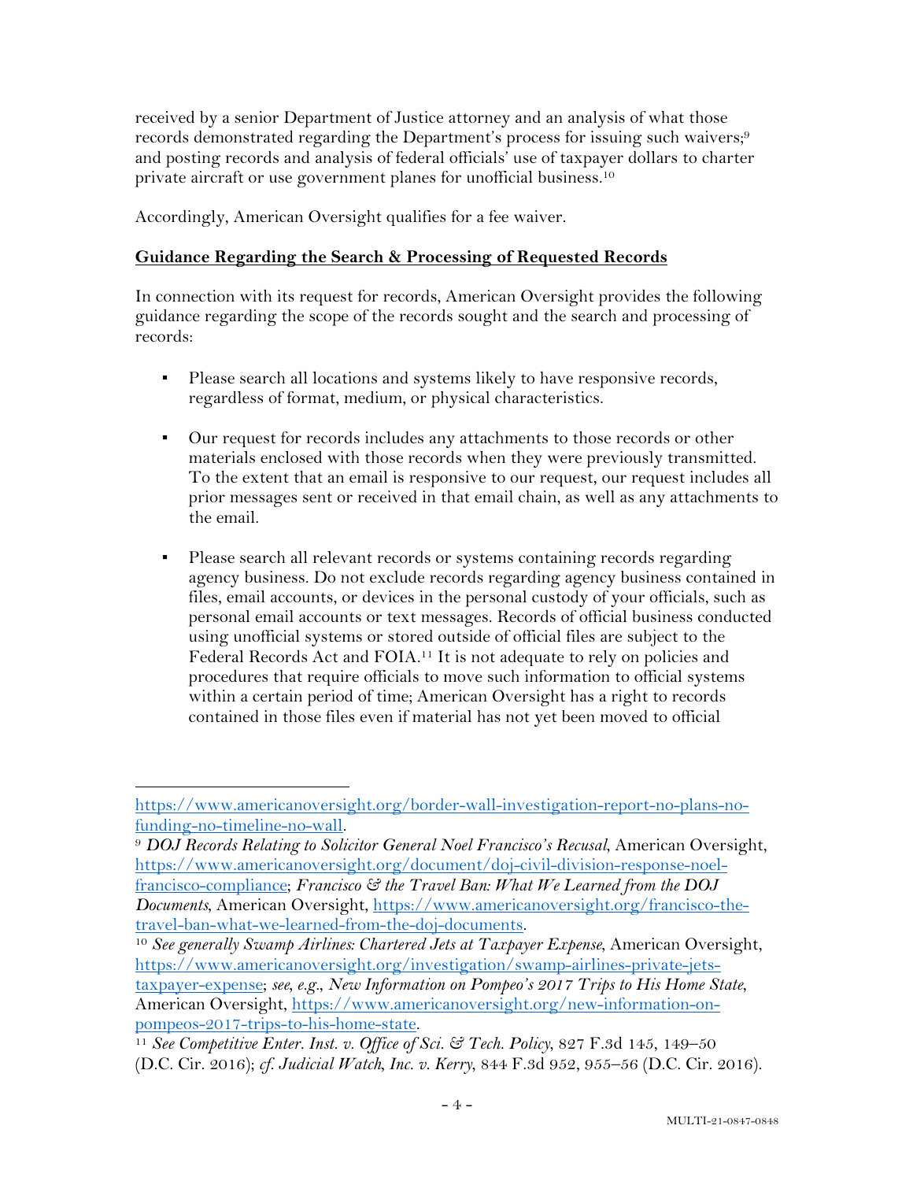received by a senior Department of Justice attorney and an analysis of what those records demonstrated regarding the Department's process for issuing such waivers;[9] and posting records and analysis of federal officials' use of taxpayer dollars to charter private aircraft or use government planes for unofficial business.[10]

Accordingly, American Oversight qualifies for a fee waiver.

**Guidance Regarding the Search & Processing of Requested Records**

In connection with its request for records, American Oversight provides the following guidance regarding the scope of the records sought and the search and processing of records:

- Please search all locations and systems likely to have responsive records, regardless of format, medium, or physical characteristics.

- Our request for records includes any attachments to those records or other materials enclosed with those records when they were previously transmitted. To the extent that an email is responsive to our request, our request includes all prior messages sent or received in that email chain, as well as any attachments to the email.

- Please search all relevant records or systems containing records regarding agency business. Do not exclude records regarding agency business contained in files, email accounts, or devices in the personal custody of your officials, such as personal email accounts or text messages. Records of official business conducted using unofficial systems or stored outside of official files are subject to the Federal Records Act and FOIA.[11] It is not adequate to rely on policies and procedures that require officials to move such information to official systems within a certain period of time; American Oversight has a right to records contained in those files even if material has not yet been moved to official

---

https://www.americanoversight.org/border-wall-investigation-report-no-plans-no-funding-no-timeline-no-wall.

[9] *DOJ Records Relating to Solicitor General Noel Francisco's Recusal*, American Oversight, https://www.americanoversight.org/document/doj-civil-division-response-noel-francisco-compliance; *Francisco & the Travel Ban: What We Learned from the DOJ Documents*, American Oversight, https://www.americanoversight.org/francisco-the-travel-ban-what-we-learned-from-the-doj-documents.

[10] *See generally Swamp Airlines: Chartered Jets at Taxpayer Expense*, American Oversight, https://www.americanoversight.org/investigation/swamp-airlines-private-jets-taxpayer-expense; *see, e.g.*, *New Information on Pompeo's 2017 Trips to His Home State*, American Oversight, https://www.americanoversight.org/new-information-on-pompeos-2017-trips-to-his-home-state.

[11] *See Competitive Enter. Inst. v. Office of Sci. & Tech. Policy*, 827 F.3d 145, 149–50 (D.C. Cir. 2016); *cf. Judicial Watch, Inc. v. Kerry*, 844 F.3d 952, 955–56 (D.C. Cir. 2016).

MULTI-21-0847-0848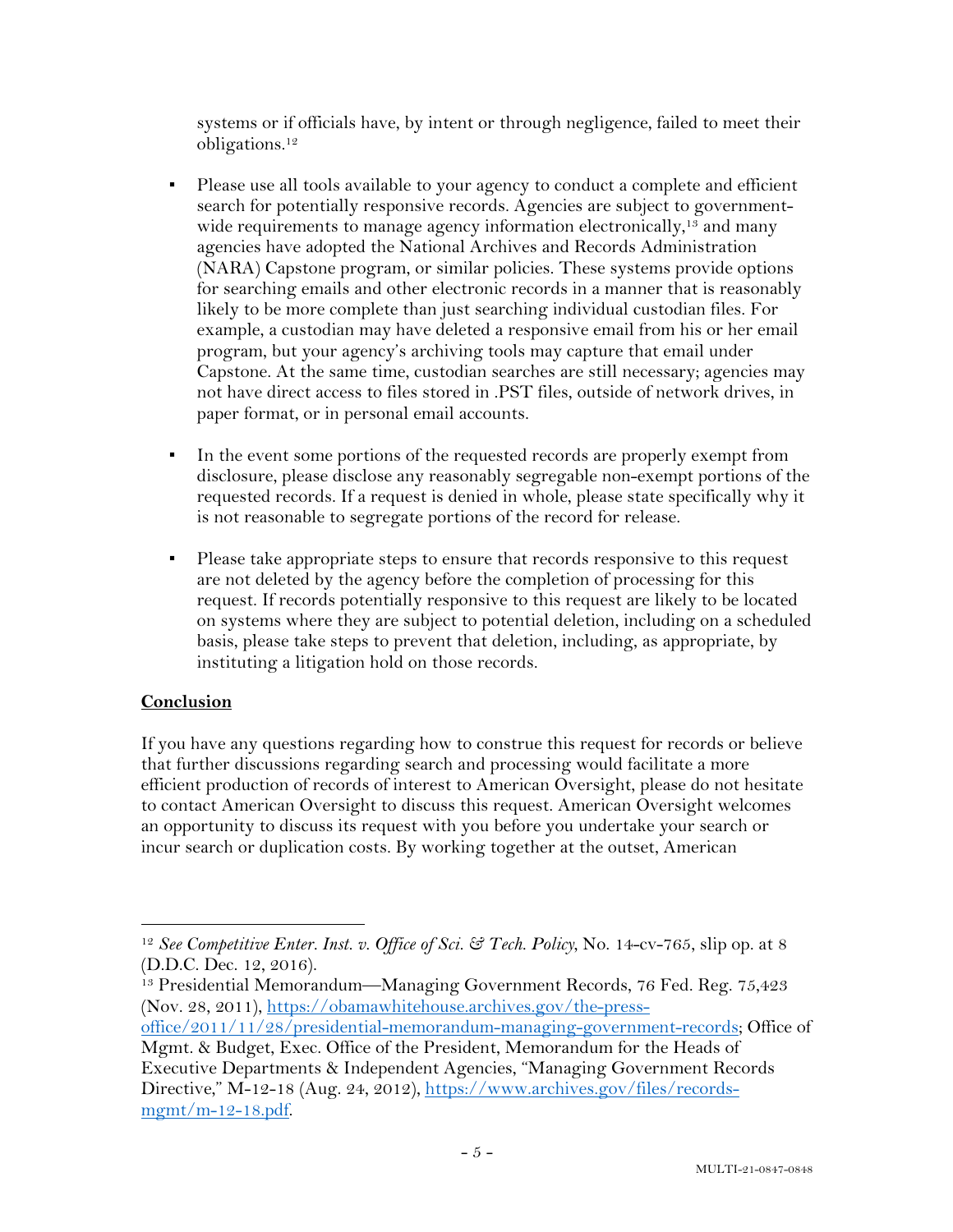systems or if officials have, by intent or through negligence, failed to meet their obligations.[12]

- Please use all tools available to your agency to conduct a complete and efficient search for potentially responsive records. Agencies are subject to government-wide requirements to manage agency information electronically,[13] and many agencies have adopted the National Archives and Records Administration (NARA) Capstone program, or similar policies. These systems provide options for searching emails and other electronic records in a manner that is reasonably likely to be more complete than just searching individual custodian files. For example, a custodian may have deleted a responsive email from his or her email program, but your agency's archiving tools may capture that email under Capstone. At the same time, custodian searches are still necessary; agencies may not have direct access to files stored in .PST files, outside of network drives, in paper format, or in personal email accounts.

- In the event some portions of the requested records are properly exempt from disclosure, please disclose any reasonably segregable non-exempt portions of the requested records. If a request is denied in whole, please state specifically why it is not reasonable to segregate portions of the record for release.

- Please take appropriate steps to ensure that records responsive to this request are not deleted by the agency before the completion of processing for this request. If records potentially responsive to this request are likely to be located on systems where they are subject to potential deletion, including on a scheduled basis, please take steps to prevent that deletion, including, as appropriate, by instituting a litigation hold on those records.

**Conclusion**

If you have any questions regarding how to construe this request for records or believe that further discussions regarding search and processing would facilitate a more efficient production of records of interest to American Oversight, please do not hesitate to contact American Oversight to discuss this request. American Oversight welcomes an opportunity to discuss its request with you before you undertake your search or incur search or duplication costs. By working together at the outset, American

---

[12] *See Competitive Enter. Inst. v. Office of Sci. & Tech. Policy*, No. 14-cv-765, slip op. at 8 (D.D.C. Dec. 12, 2016).

[13] Presidential Memorandum—Managing Government Records, 76 Fed. Reg. 75,423 (Nov. 28, 2011), https://obamawhitehouse.archives.gov/the-press-office/2011/11/28/presidential-memorandum-managing-government-records; Office of Mgmt. & Budget, Exec. Office of the President, Memorandum for the Heads of Executive Departments & Independent Agencies, "Managing Government Records Directive," M-12-18 (Aug. 24, 2012), https://www.archives.gov/files/records-mgmt/m-12-18.pdf.

MULTI-21-0847-0848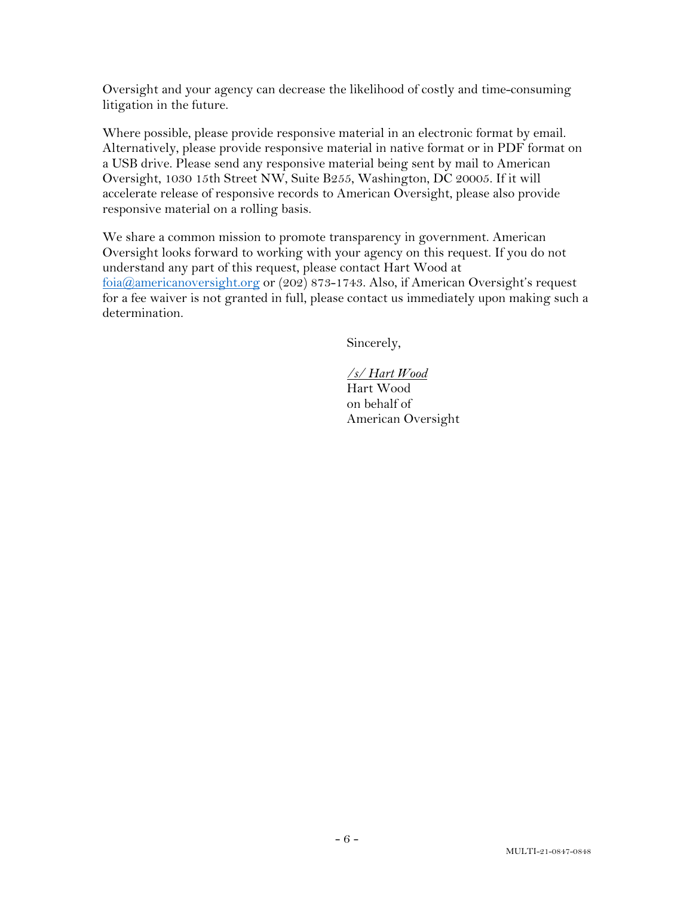Oversight and your agency can decrease the likelihood of costly and time-consuming litigation in the future.

Where possible, please provide responsive material in an electronic format by email. Alternatively, please provide responsive material in native format or in PDF format on a USB drive. Please send any responsive material being sent by mail to American Oversight, 1030 15th Street NW, Suite B255, Washington, DC 20005. If it will accelerate release of responsive records to American Oversight, please also provide responsive material on a rolling basis.

We share a common mission to promote transparency in government. American Oversight looks forward to working with your agency on this request. If you do not understand any part of this request, please contact Hart Wood at foia@americanoversight.org or (202) 873-1743. Also, if American Oversight's request for a fee waiver is not granted in full, please contact us immediately upon making such a determination.

Sincerely,

*/s/ Hart Wood*
Hart Wood
on behalf of
American Oversight

MULTI-21-0847-0848